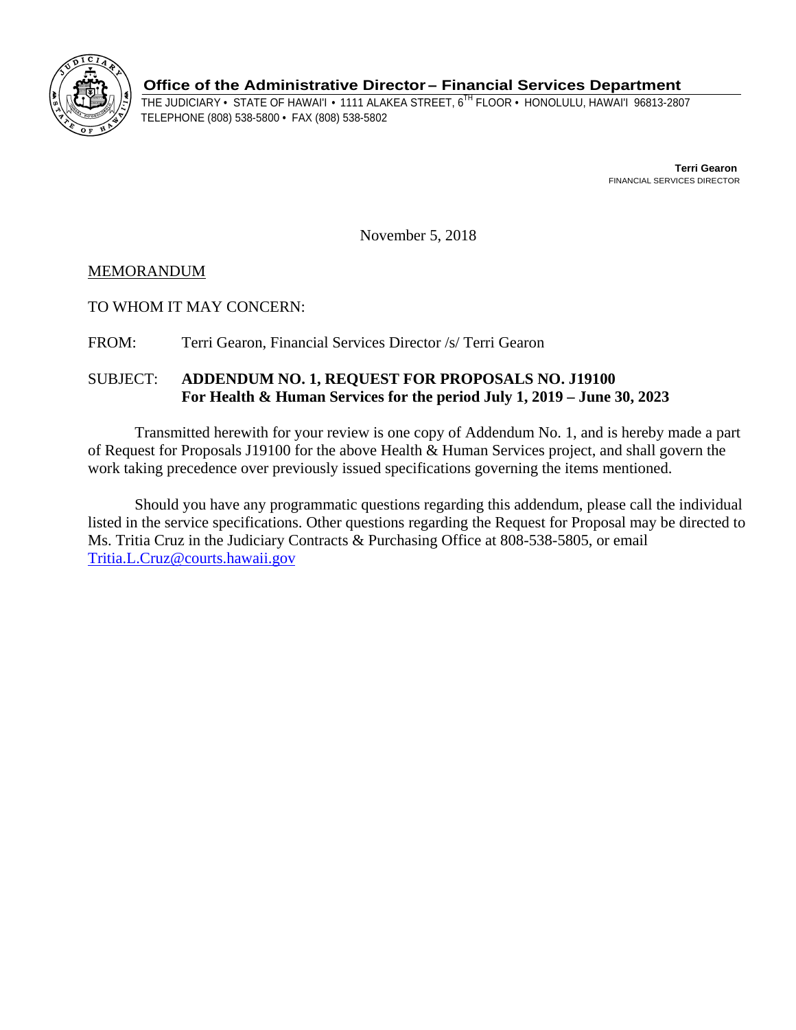**Office of the Administrative Director – Financial Services Department**

THE JUDICIARY • STATE OF HAWAI'I • 1111 ALAKEA STREET, 6TH FLOOR • HONOLULU, HAWAI'I 96813-2807
TELEPHONE (808) 538-5800 • FAX (808) 538-5802

**Terri Gearon**
FINANCIAL SERVICES DIRECTOR

November 5, 2018

MEMORANDUM

TO WHOM IT MAY CONCERN:

FROM: Terri Gearon, Financial Services Director /s/ Terri Gearon

SUBJECT: **ADDENDUM NO. 1, REQUEST FOR PROPOSALS NO. J19100**
**For Health & Human Services for the period July 1, 2019 – June 30, 2023**

Transmitted herewith for your review is one copy of Addendum No. 1, and is hereby made a part of Request for Proposals J19100 for the above Health & Human Services project, and shall govern the work taking precedence over previously issued specifications governing the items mentioned.

Should you have any programmatic questions regarding this addendum, please call the individual listed in the service specifications. Other questions regarding the Request for Proposal may be directed to Ms. Tritia Cruz in the Judiciary Contracts & Purchasing Office at 808-538-5805, or email Tritia.L.Cruz@courts.hawaii.gov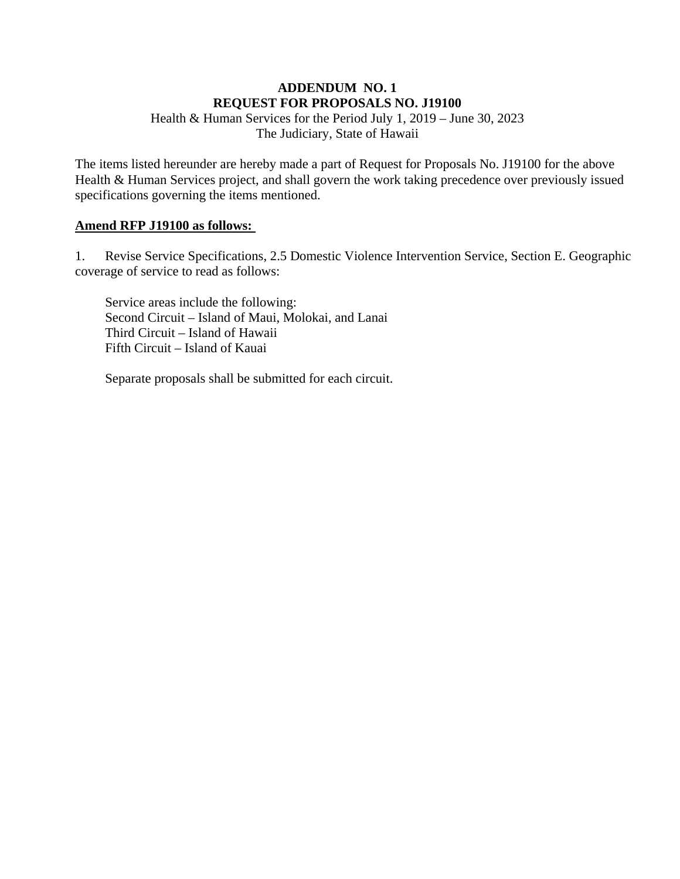**ADDENDUM NO. 1**
**REQUEST FOR PROPOSALS NO. J19100**
Health & Human Services for the Period July 1, 2019 – June 30, 2023
The Judiciary, State of Hawaii

The items listed hereunder are hereby made a part of Request for Proposals No. J19100 for the above Health & Human Services project, and shall govern the work taking precedence over previously issued specifications governing the items mentioned.

**Amend RFP J19100 as follows:**

1. Revise Service Specifications, 2.5 Domestic Violence Intervention Service, Section E. Geographic coverage of service to read as follows:

   Service areas include the following:
   Second Circuit – Island of Maui, Molokai, and Lanai
   Third Circuit – Island of Hawaii
   Fifth Circuit – Island of Kauai

   Separate proposals shall be submitted for each circuit.